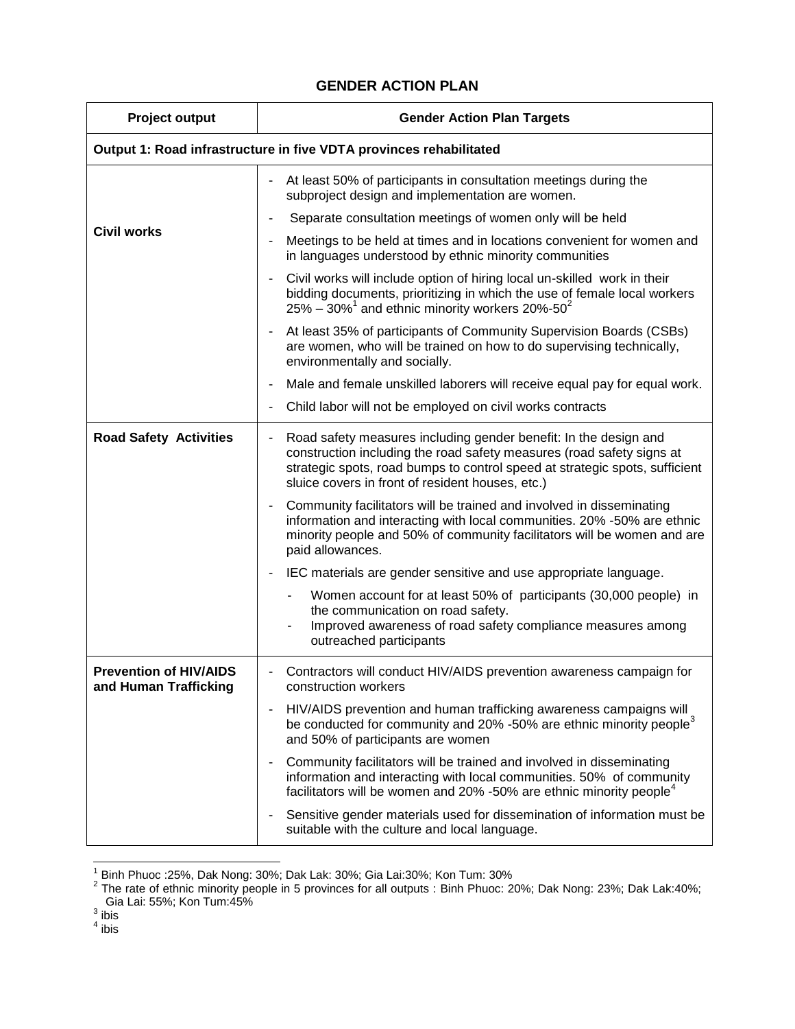# GENDER ACTION PLAN

| Project output | Gender Action Plan Targets |
|---|---|
| **Output 1: Road infrastructure in five VDTA provinces rehabilitated** | |
| **Civil works** | - At least 50% of participants in consultation meetings during the subproject design and implementation are women.<br>- Separate consultation meetings of women only will be held<br>- Meetings to be held at times and in locations convenient for women and in languages understood by ethnic minority communities<br>- Civil works will include option of hiring local un-skilled work in their bidding documents, prioritizing in which the use of female local workers 25% – 30%[1] and ethnic minority workers 20%-50[2]<br>- At least 35% of participants of Community Supervision Boards (CSBs) are women, who will be trained on how to do supervising technically, environmentally and socially.<br>- Male and female unskilled laborers will receive equal pay for equal work.<br>- Child labor will not be employed on civil works contracts |
| **Road Safety Activities** | - Road safety measures including gender benefit: In the design and construction including the road safety measures (road safety signs at strategic spots, road bumps to control speed at strategic spots, sufficient sluice covers in front of resident houses, etc.)<br>- Community facilitators will be trained and involved in disseminating information and interacting with local communities. 20% -50% are ethnic minority people and 50% of community facilitators will be women and are paid allowances.<br>- IEC materials are gender sensitive and use appropriate language.<br>&nbsp;&nbsp;&nbsp;&nbsp;- Women account for at least 50% of participants (30,000 people) in the communication on road safety.<br>&nbsp;&nbsp;&nbsp;&nbsp;- Improved awareness of road safety compliance measures among outreached participants |
| **Prevention of HIV/AIDS and Human Trafficking** | - Contractors will conduct HIV/AIDS prevention awareness campaign for construction workers<br>- HIV/AIDS prevention and human trafficking awareness campaigns will be conducted for community and 20% -50% are ethnic minority people[3] and 50% of participants are women<br>- Community facilitators will be trained and involved in disseminating information and interacting with local communities. 50% of community facilitators will be women and 20% -50% are ethnic minority people[4]<br>- Sensitive gender materials used for dissemination of information must be suitable with the culture and local language. |

[1] Binh Phuoc :25%, Dak Nong: 30%; Dak Lak: 30%; Gia Lai:30%; Kon Tum: 30%

[2] The rate of ethnic minority people in 5 provinces for all outputs : Binh Phuoc: 20%; Dak Nong: 23%; Dak Lak:40%; Gia Lai: 55%; Kon Tum:45%

[3] ibis

[4] ibis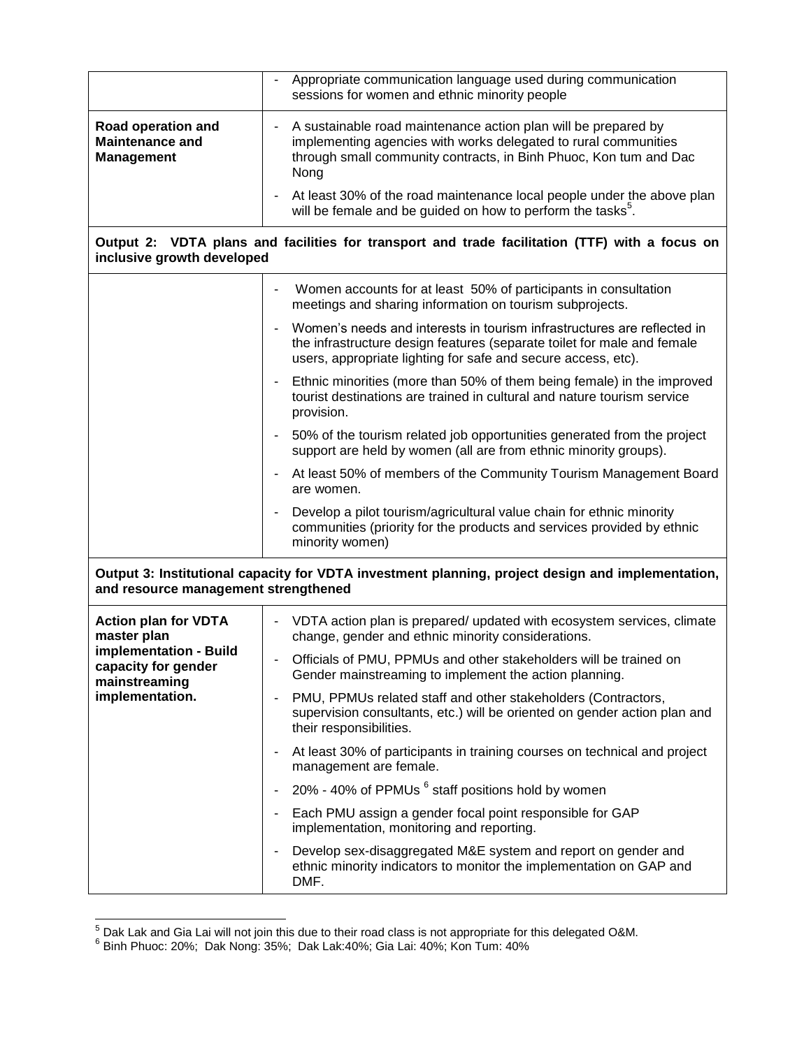| | |
|---|---|
| | - Appropriate communication language used during communication sessions for women and ethnic minority people |
| **Road operation and Maintenance and Management** | - A sustainable road maintenance action plan will be prepared by implementing agencies with works delegated to rural communities through small community contracts, in Binh Phuoc, Kon tum and Dac Nong<br>- At least 30% of the road maintenance local people under the above plan will be female and be guided on how to perform the tasks[5]. |
| **Output 2: VDTA plans and facilities for transport and trade facilitation (TTF) with a focus on inclusive growth developed** | |
| | - Women accounts for at least 50% of participants in consultation meetings and sharing information on tourism subprojects.<br>- Women's needs and interests in tourism infrastructures are reflected in the infrastructure design features (separate toilet for male and female users, appropriate lighting for safe and secure access, etc).<br>- Ethnic minorities (more than 50% of them being female) in the improved tourist destinations are trained in cultural and nature tourism service provision.<br>- 50% of the tourism related job opportunities generated from the project support are held by women (all are from ethnic minority groups).<br>- At least 50% of members of the Community Tourism Management Board are women.<br>- Develop a pilot tourism/agricultural value chain for ethnic minority communities (priority for the products and services provided by ethnic minority women) |
| **Output 3: Institutional capacity for VDTA investment planning, project design and implementation, and resource management strengthened** | |
| **Action plan for VDTA master plan implementation - Build capacity for gender mainstreaming implementation.** | - VDTA action plan is prepared/ updated with ecosystem services, climate change, gender and ethnic minority considerations.<br>- Officials of PMU, PPMUs and other stakeholders will be trained on Gender mainstreaming to implement the action planning.<br>- PMU, PPMUs related staff and other stakeholders (Contractors, supervision consultants, etc.) will be oriented on gender action plan and their responsibilities.<br>- At least 30% of participants in training courses on technical and project management are female.<br>- 20% - 40% of PPMUs [6] staff positions hold by women<br>- Each PMU assign a gender focal point responsible for GAP implementation, monitoring and reporting.<br>- Develop sex-disaggregated M&E system and report on gender and ethnic minority indicators to monitor the implementation on GAP and DMF. |

[5] Dak Lak and Gia Lai will not join this due to their road class is not appropriate for this delegated O&M.

[6] Binh Phuoc: 20%; Dak Nong: 35%; Dak Lak:40%; Gia Lai: 40%; Kon Tum: 40%